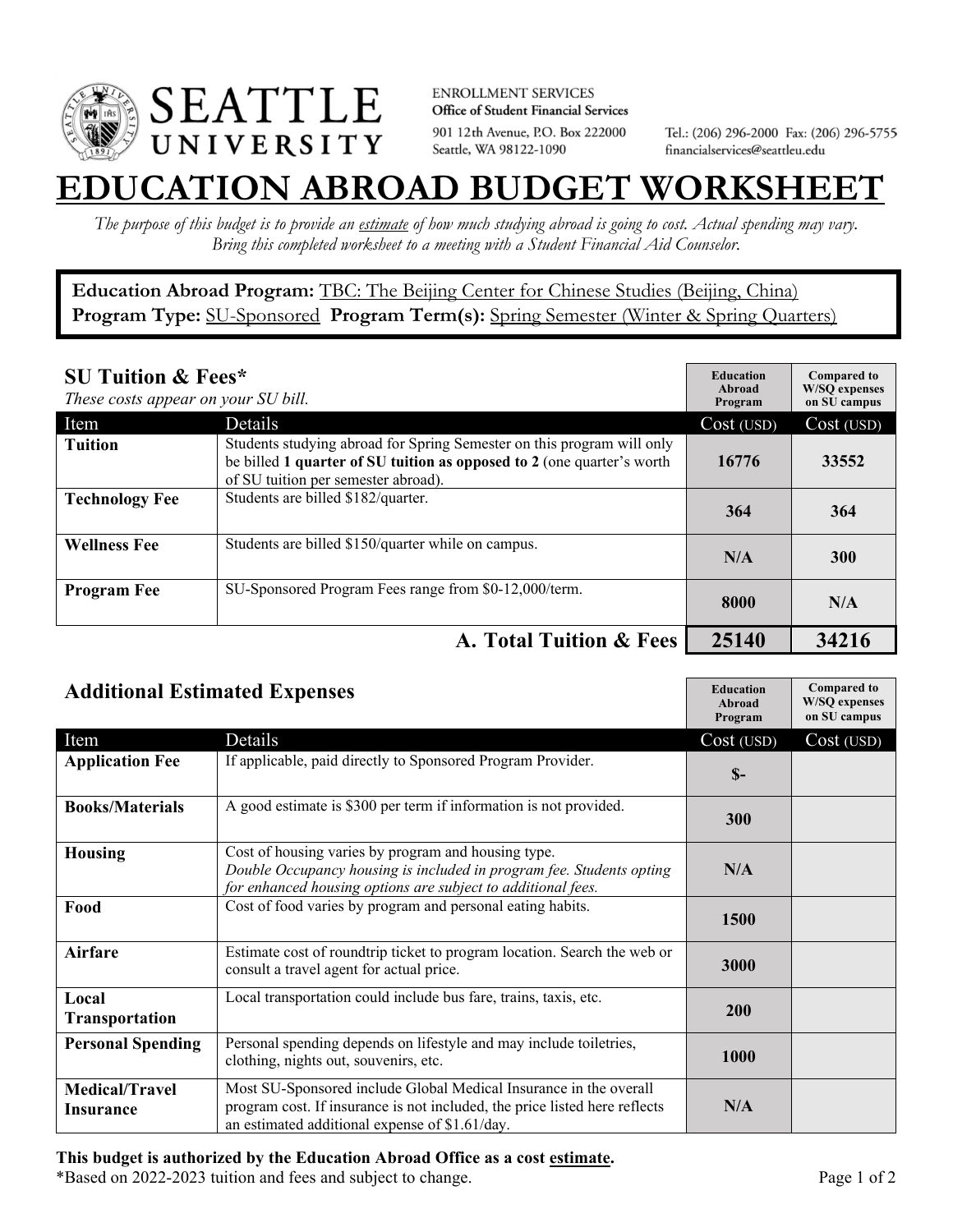SEATTLE UNIVERSITY

ENROLLMENT SERVICES
**Office of Student Financial Services**
901 12th Avenue, P.O. Box 222000
Seattle, WA 98122-1090

Tel.: (206) 296-2000 Fax: (206) 296-5755
financialservices@seattleu.edu

# EDUCATION ABROAD BUDGET WORKSHEET

*The purpose of this budget is to provide an estimate of how much studying abroad is going to cost. Actual spending may vary. Bring this completed worksheet to a meeting with a Student Financial Aid Counselor.*

**Education Abroad Program:** TBC: The Beijing Center for Chinese Studies (Beijing, China)
**Program Type:** SU-Sponsored **Program Term(s):** Spring Semester (Winter & Spring Quarters)

## SU Tuition & Fees*

*These costs appear on your SU bill.*

| Item | Details | Education Abroad Program Cost (USD) | Compared to W/SQ expenses on SU campus Cost (USD) |
|---|---|---|---|
| **Tuition** | Students studying abroad for Spring Semester on this program will only be billed **1 quarter of SU tuition as opposed to 2** (one quarter's worth of SU tuition per semester abroad). | 16776 | 33552 |
| **Technology Fee** | Students are billed $182/quarter. | 364 | 364 |
| **Wellness Fee** | Students are billed $150/quarter while on campus. | N/A | 300 |
| **Program Fee** | SU-Sponsored Program Fees range from $0-12,000/term. | 8000 | N/A |
| | **A. Total Tuition & Fees** | **25140** | **34216** |

## Additional Estimated Expenses

| Item | Details | Education Abroad Program Cost (USD) | Compared to W/SQ expenses on SU campus Cost (USD) |
|---|---|---|---|
| **Application Fee** | If applicable, paid directly to Sponsored Program Provider. | $- | |
| **Books/Materials** | A good estimate is $300 per term if information is not provided. | 300 | |
| **Housing** | Cost of housing varies by program and housing type. *Double Occupancy housing is included in program fee. Students opting for enhanced housing options are subject to additional fees.* | N/A | |
| **Food** | Cost of food varies by program and personal eating habits. | 1500 | |
| **Airfare** | Estimate cost of roundtrip ticket to program location. Search the web or consult a travel agent for actual price. | 3000 | |
| **Local Transportation** | Local transportation could include bus fare, trains, taxis, etc. | 200 | |
| **Personal Spending** | Personal spending depends on lifestyle and may include toiletries, clothing, nights out, souvenirs, etc. | 1000 | |
| **Medical/Travel Insurance** | Most SU-Sponsored include Global Medical Insurance in the overall program cost. If insurance is not included, the price listed here reflects an estimated additional expense of $1.61/day. | N/A | |

**This budget is authorized by the Education Abroad Office as a cost estimate.**
*Based on 2022-2023 tuition and fees and subject to change.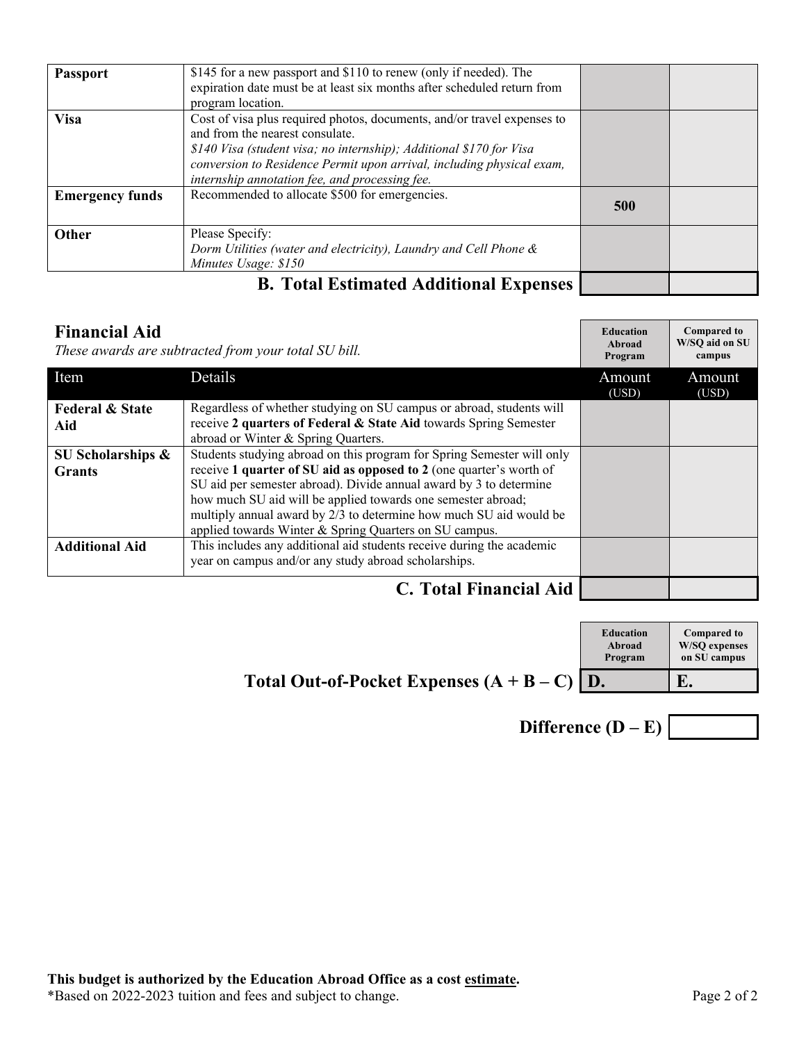| | | | |
|---|---|---|---|
| **Passport** | $145 for a new passport and $110 to renew (only if needed). The expiration date must be at least six months after scheduled return from program location. | | |
| **Visa** | Cost of visa plus required photos, documents, and/or travel expenses to and from the nearest consulate. *$140 Visa (student visa; no internship); Additional $170 for Visa conversion to Residence Permit upon arrival, including physical exam, internship annotation fee, and processing fee.* | | |
| **Emergency funds** | Recommended to allocate $500 for emergencies. | **500** | |
| **Other** | Please Specify: *Dorm Utilities (water and electricity), Laundry and Cell Phone & Minutes Usage: $150* | | |
| | **B. Total Estimated Additional Expenses** | | |

## Financial Aid

*These awards are subtracted from your total SU bill.*

| | | **Education Abroad Program** | **Compared to W/SQ aid on SU campus** |
|---|---|---|---|
| Item | Details | Amount (USD) | Amount (USD) |
| **Federal & State Aid** | Regardless of whether studying on SU campus or abroad, students will receive **2 quarters of Federal & State Aid** towards Spring Semester abroad or Winter & Spring Quarters. | | |
| **SU Scholarships & Grants** | Students studying abroad on this program for Spring Semester will only receive **1 quarter of SU aid as opposed to 2** (one quarter's worth of SU aid per semester abroad). Divide annual award by 3 to determine how much SU aid will be applied towards one semester abroad; multiply annual award by 2/3 to determine how much SU aid would be applied towards Winter & Spring Quarters on SU campus. | | |
| **Additional Aid** | This includes any additional aid students receive during the academic year on campus and/or any study abroad scholarships. | | |
| | **C. Total Financial Aid** | | |

| | **Education Abroad Program** | **Compared to W/SQ expenses on SU campus** |
|---|---|---|
| **Total Out-of-Pocket Expenses (A + B – C)** | **D.** | **E.** |

**Difference (D – E)**

**This budget is authorized by the Education Abroad Office as a cost estimate.**

*Based on 2022-2023 tuition and fees and subject to change.